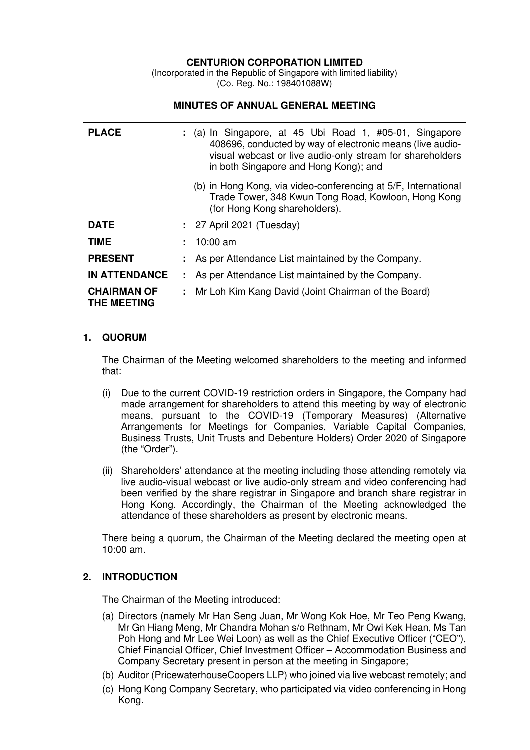**CENTURION CORPORATION LIMITED**

(Incorporated in the Republic of Singapore with limited liability)
(Co. Reg. No.: 198401088W)

**MINUTES OF ANNUAL GENERAL MEETING**

| | | |
|---|---|---|
| **PLACE** | : | (a) In Singapore, at 45 Ubi Road 1, #05-01, Singapore 408696, conducted by way of electronic means (live audio-visual webcast or live audio-only stream for shareholders in both Singapore and Hong Kong); and<br><br>(b) in Hong Kong, via video-conferencing at 5/F, International Trade Tower, 348 Kwun Tong Road, Kowloon, Hong Kong (for Hong Kong shareholders). |
| **DATE** | : | 27 April 2021 (Tuesday) |
| **TIME** | : | 10:00 am |
| **PRESENT** | : | As per Attendance List maintained by the Company. |
| **IN ATTENDANCE** | : | As per Attendance List maintained by the Company. |
| **CHAIRMAN OF THE MEETING** | : | Mr Loh Kim Kang David (Joint Chairman of the Board) |

## 1. QUORUM

The Chairman of the Meeting welcomed shareholders to the meeting and informed that:

(i) Due to the current COVID-19 restriction orders in Singapore, the Company had made arrangement for shareholders to attend this meeting by way of electronic means, pursuant to the COVID-19 (Temporary Measures) (Alternative Arrangements for Meetings for Companies, Variable Capital Companies, Business Trusts, Unit Trusts and Debenture Holders) Order 2020 of Singapore (the "Order").

(ii) Shareholders' attendance at the meeting including those attending remotely via live audio-visual webcast or live audio-only stream and video conferencing had been verified by the share registrar in Singapore and branch share registrar in Hong Kong. Accordingly, the Chairman of the Meeting acknowledged the attendance of these shareholders as present by electronic means.

There being a quorum, the Chairman of the Meeting declared the meeting open at 10:00 am.

## 2. INTRODUCTION

The Chairman of the Meeting introduced:

(a) Directors (namely Mr Han Seng Juan, Mr Wong Kok Hoe, Mr Teo Peng Kwang, Mr Gn Hiang Meng, Mr Chandra Mohan s/o Rethnam, Mr Owi Kek Hean, Ms Tan Poh Hong and Mr Lee Wei Loon) as well as the Chief Executive Officer ("CEO"), Chief Financial Officer, Chief Investment Officer – Accommodation Business and Company Secretary present in person at the meeting in Singapore;

(b) Auditor (PricewaterhouseCoopers LLP) who joined via live webcast remotely; and

(c) Hong Kong Company Secretary, who participated via video conferencing in Hong Kong.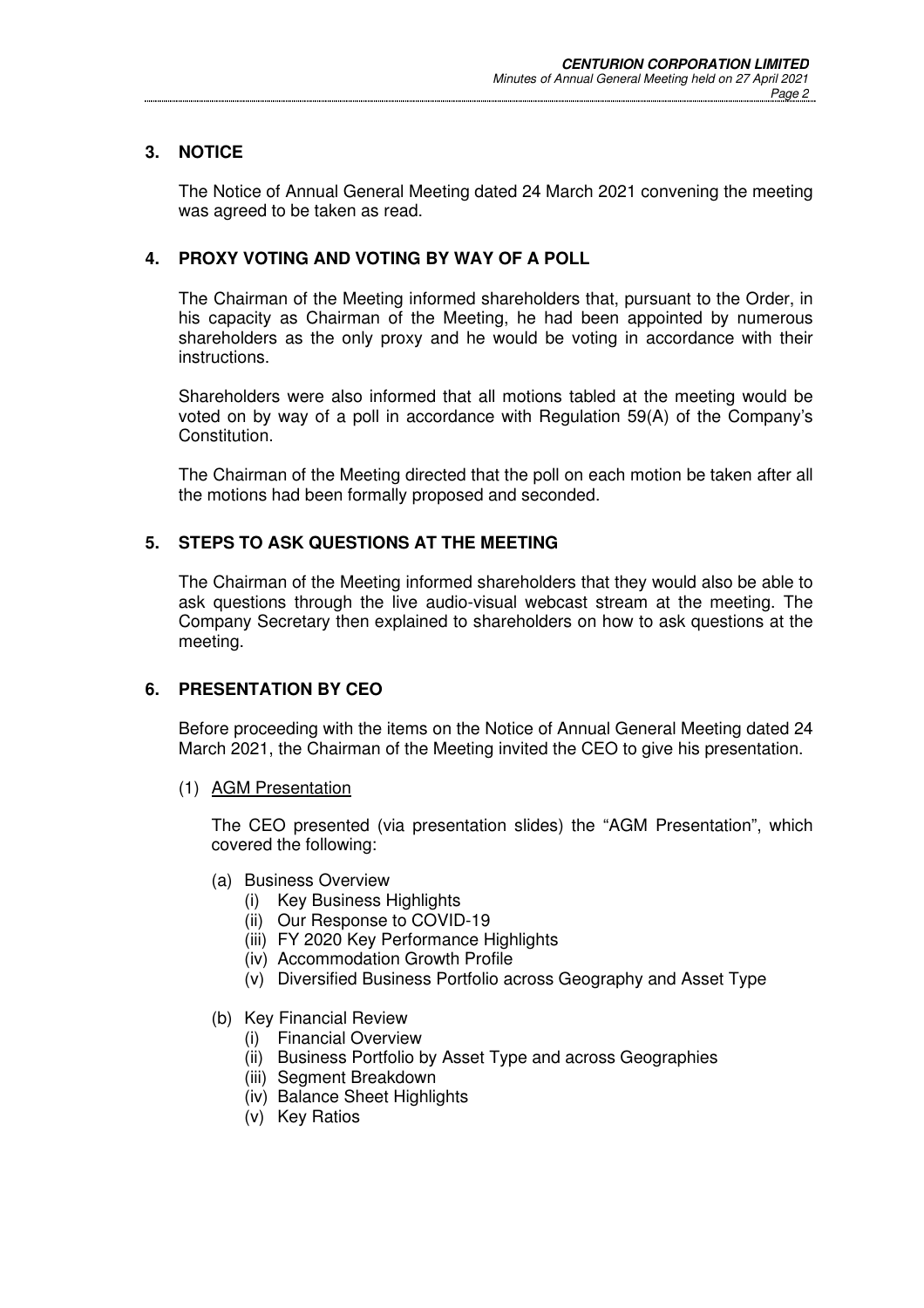## 3. NOTICE

The Notice of Annual General Meeting dated 24 March 2021 convening the meeting was agreed to be taken as read.

## 4. PROXY VOTING AND VOTING BY WAY OF A POLL

The Chairman of the Meeting informed shareholders that, pursuant to the Order, in his capacity as Chairman of the Meeting, he had been appointed by numerous shareholders as the only proxy and he would be voting in accordance with their instructions.

Shareholders were also informed that all motions tabled at the meeting would be voted on by way of a poll in accordance with Regulation 59(A) of the Company's Constitution.

The Chairman of the Meeting directed that the poll on each motion be taken after all the motions had been formally proposed and seconded.

## 5. STEPS TO ASK QUESTIONS AT THE MEETING

The Chairman of the Meeting informed shareholders that they would also be able to ask questions through the live audio-visual webcast stream at the meeting. The Company Secretary then explained to shareholders on how to ask questions at the meeting.

## 6. PRESENTATION BY CEO

Before proceeding with the items on the Notice of Annual General Meeting dated 24 March 2021, the Chairman of the Meeting invited the CEO to give his presentation.

(1) AGM Presentation

The CEO presented (via presentation slides) the "AGM Presentation", which covered the following:

(a) Business Overview
   - (i) Key Business Highlights
   - (ii) Our Response to COVID-19
   - (iii) FY 2020 Key Performance Highlights
   - (iv) Accommodation Growth Profile
   - (v) Diversified Business Portfolio across Geography and Asset Type

(b) Key Financial Review
   - (i) Financial Overview
   - (ii) Business Portfolio by Asset Type and across Geographies
   - (iii) Segment Breakdown
   - (iv) Balance Sheet Highlights
   - (v) Key Ratios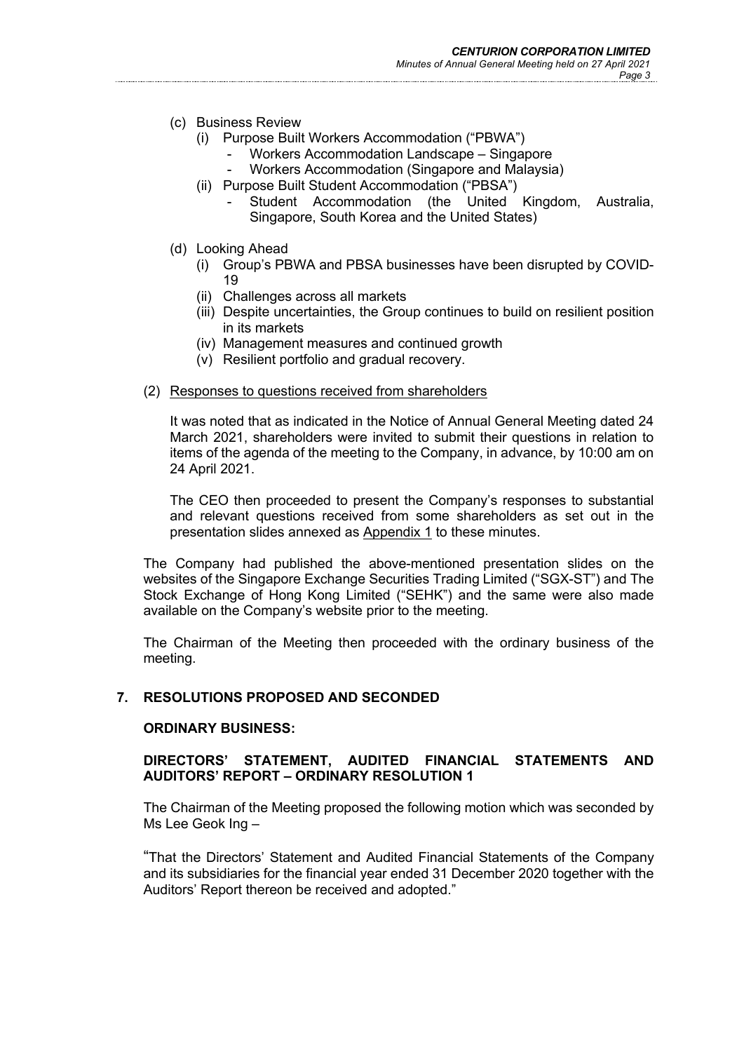(c) Business Review
   (i) Purpose Built Workers Accommodation ("PBWA")
      - Workers Accommodation Landscape – Singapore
      - Workers Accommodation (Singapore and Malaysia)
   (ii) Purpose Built Student Accommodation ("PBSA")
      - Student Accommodation (the United Kingdom, Australia, Singapore, South Korea and the United States)

(d) Looking Ahead
   (i) Group's PBWA and PBSA businesses have been disrupted by COVID-19
   (ii) Challenges across all markets
   (iii) Despite uncertainties, the Group continues to build on resilient position in its markets
   (iv) Management measures and continued growth
   (v) Resilient portfolio and gradual recovery.

(2) <u>Responses to questions received from shareholders</u>

It was noted that as indicated in the Notice of Annual General Meeting dated 24 March 2021, shareholders were invited to submit their questions in relation to items of the agenda of the meeting to the Company, in advance, by 10:00 am on 24 April 2021.

The CEO then proceeded to present the Company's responses to substantial and relevant questions received from some shareholders as set out in the presentation slides annexed as <u>Appendix 1</u> to these minutes.

The Company had published the above-mentioned presentation slides on the websites of the Singapore Exchange Securities Trading Limited ("SGX-ST") and The Stock Exchange of Hong Kong Limited ("SEHK") and the same were also made available on the Company's website prior to the meeting.

The Chairman of the Meeting then proceeded with the ordinary business of the meeting.

## 7. RESOLUTIONS PROPOSED AND SECONDED

**ORDINARY BUSINESS:**

**DIRECTORS' STATEMENT, AUDITED FINANCIAL STATEMENTS AND AUDITORS' REPORT – ORDINARY RESOLUTION 1**

The Chairman of the Meeting proposed the following motion which was seconded by Ms Lee Geok Ing –

"That the Directors' Statement and Audited Financial Statements of the Company and its subsidiaries for the financial year ended 31 December 2020 together with the Auditors' Report thereon be received and adopted."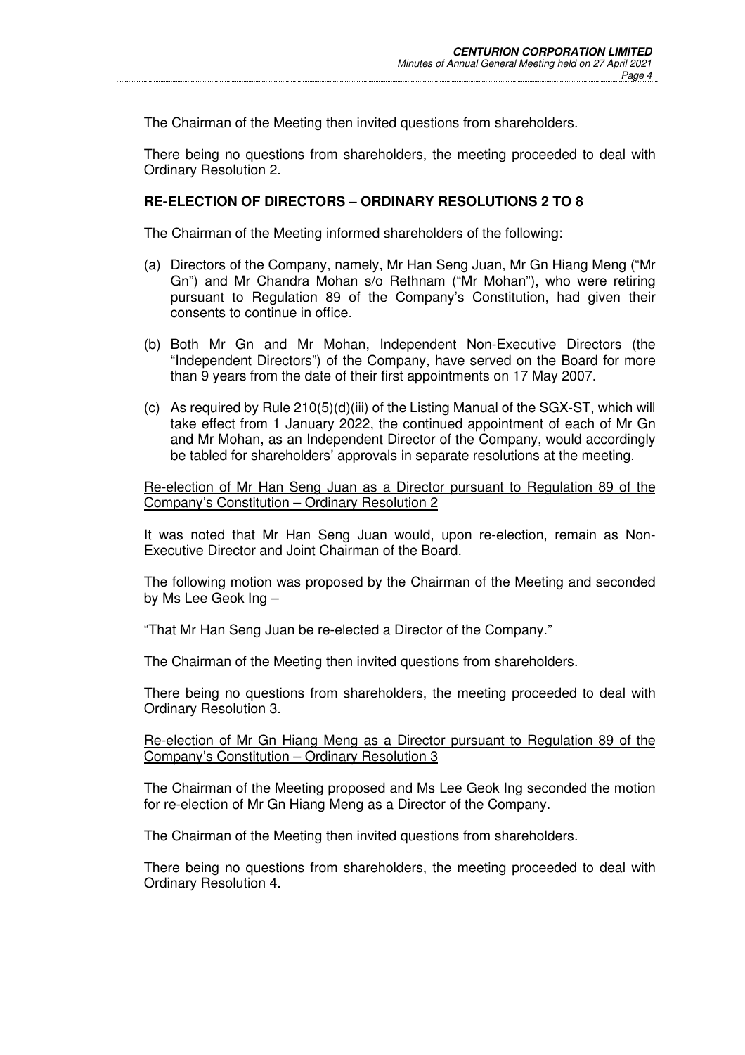The Chairman of the Meeting then invited questions from shareholders.

There being no questions from shareholders, the meeting proceeded to deal with Ordinary Resolution 2.

**RE-ELECTION OF DIRECTORS – ORDINARY RESOLUTIONS 2 TO 8**

The Chairman of the Meeting informed shareholders of the following:

(a) Directors of the Company, namely, Mr Han Seng Juan, Mr Gn Hiang Meng ("Mr Gn") and Mr Chandra Mohan s/o Rethnam ("Mr Mohan"), who were retiring pursuant to Regulation 89 of the Company's Constitution, had given their consents to continue in office.

(b) Both Mr Gn and Mr Mohan, Independent Non-Executive Directors (the "Independent Directors") of the Company, have served on the Board for more than 9 years from the date of their first appointments on 17 May 2007.

(c) As required by Rule 210(5)(d)(iii) of the Listing Manual of the SGX-ST, which will take effect from 1 January 2022, the continued appointment of each of Mr Gn and Mr Mohan, as an Independent Director of the Company, would accordingly be tabled for shareholders' approvals in separate resolutions at the meeting.

<u>Re-election of Mr Han Seng Juan as a Director pursuant to Regulation 89 of the Company's Constitution – Ordinary Resolution 2</u>

It was noted that Mr Han Seng Juan would, upon re-election, remain as Non-Executive Director and Joint Chairman of the Board.

The following motion was proposed by the Chairman of the Meeting and seconded by Ms Lee Geok Ing –

"That Mr Han Seng Juan be re-elected a Director of the Company."

The Chairman of the Meeting then invited questions from shareholders.

There being no questions from shareholders, the meeting proceeded to deal with Ordinary Resolution 3.

<u>Re-election of Mr Gn Hiang Meng as a Director pursuant to Regulation 89 of the Company's Constitution – Ordinary Resolution 3</u>

The Chairman of the Meeting proposed and Ms Lee Geok Ing seconded the motion for re-election of Mr Gn Hiang Meng as a Director of the Company.

The Chairman of the Meeting then invited questions from shareholders.

There being no questions from shareholders, the meeting proceeded to deal with Ordinary Resolution 4.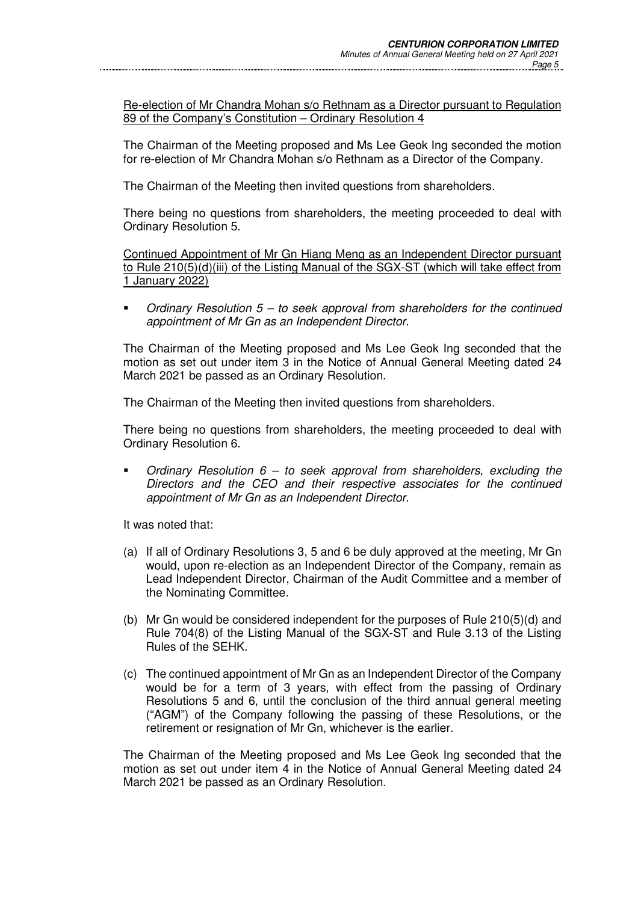<u>Re-election of Mr Chandra Mohan s/o Rethnam as a Director pursuant to Regulation 89 of the Company's Constitution – Ordinary Resolution 4</u>

The Chairman of the Meeting proposed and Ms Lee Geok Ing seconded the motion for re-election of Mr Chandra Mohan s/o Rethnam as a Director of the Company.

The Chairman of the Meeting then invited questions from shareholders.

There being no questions from shareholders, the meeting proceeded to deal with Ordinary Resolution 5.

<u>Continued Appointment of Mr Gn Hiang Meng as an Independent Director pursuant to Rule 210(5)(d)(iii) of the Listing Manual of the SGX-ST (which will take effect from 1 January 2022)</u>

- *Ordinary Resolution 5 – to seek approval from shareholders for the continued appointment of Mr Gn as an Independent Director.*

The Chairman of the Meeting proposed and Ms Lee Geok Ing seconded that the motion as set out under item 3 in the Notice of Annual General Meeting dated 24 March 2021 be passed as an Ordinary Resolution.

The Chairman of the Meeting then invited questions from shareholders.

There being no questions from shareholders, the meeting proceeded to deal with Ordinary Resolution 6.

- *Ordinary Resolution 6 – to seek approval from shareholders, excluding the Directors and the CEO and their respective associates for the continued appointment of Mr Gn as an Independent Director.*

It was noted that:

(a) If all of Ordinary Resolutions 3, 5 and 6 be duly approved at the meeting, Mr Gn would, upon re-election as an Independent Director of the Company, remain as Lead Independent Director, Chairman of the Audit Committee and a member of the Nominating Committee.

(b) Mr Gn would be considered independent for the purposes of Rule 210(5)(d) and Rule 704(8) of the Listing Manual of the SGX-ST and Rule 3.13 of the Listing Rules of the SEHK.

(c) The continued appointment of Mr Gn as an Independent Director of the Company would be for a term of 3 years, with effect from the passing of Ordinary Resolutions 5 and 6, until the conclusion of the third annual general meeting ("AGM") of the Company following the passing of these Resolutions, or the retirement or resignation of Mr Gn, whichever is the earlier.

The Chairman of the Meeting proposed and Ms Lee Geok Ing seconded that the motion as set out under item 4 in the Notice of Annual General Meeting dated 24 March 2021 be passed as an Ordinary Resolution.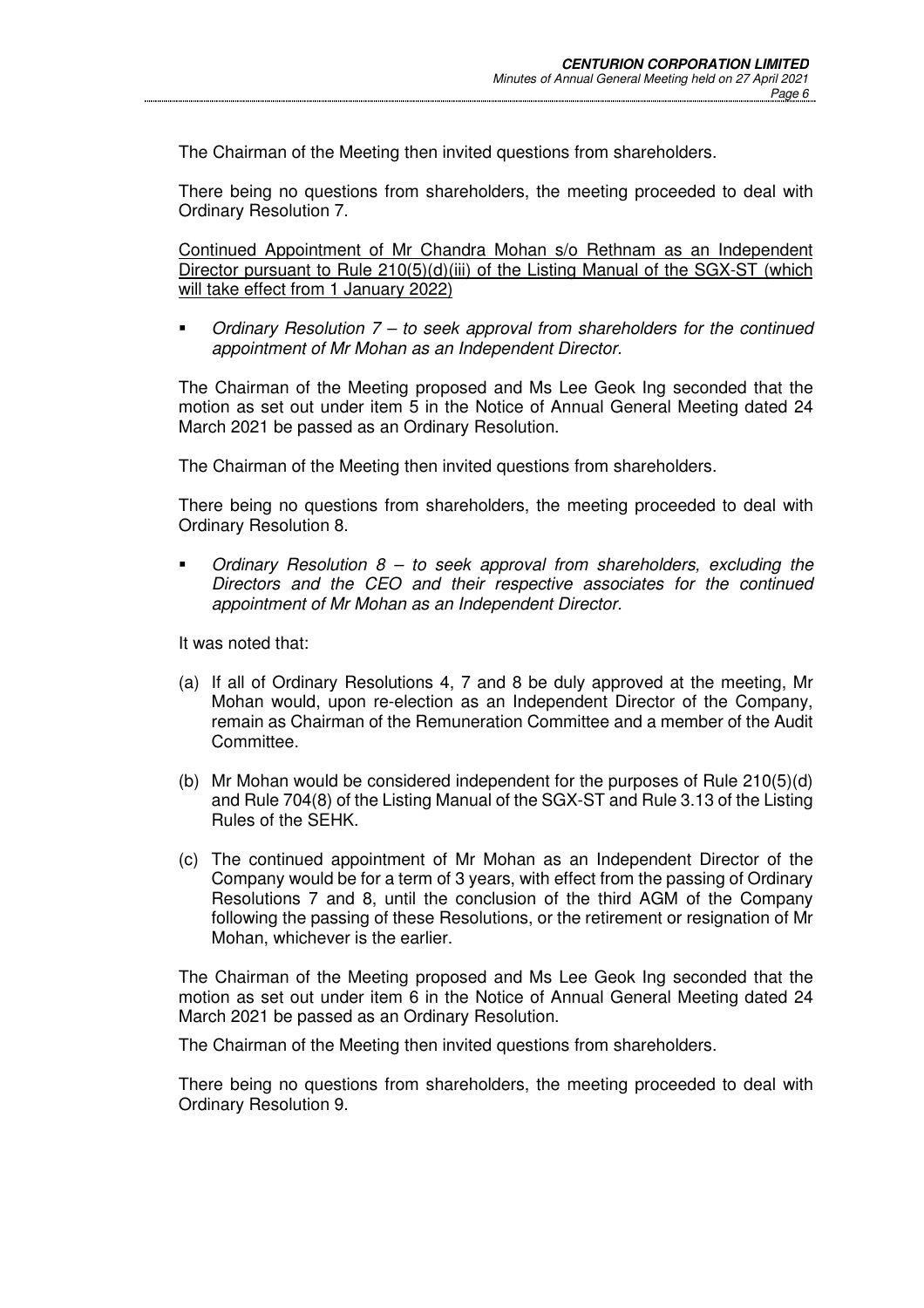The Chairman of the Meeting then invited questions from shareholders.

There being no questions from shareholders, the meeting proceeded to deal with Ordinary Resolution 7.

<u>Continued Appointment of Mr Chandra Mohan s/o Rethnam as an Independent Director pursuant to Rule 210(5)(d)(iii) of the Listing Manual of the SGX-ST (which will take effect from 1 January 2022)</u>

- *Ordinary Resolution 7 – to seek approval from shareholders for the continued appointment of Mr Mohan as an Independent Director.*

The Chairman of the Meeting proposed and Ms Lee Geok Ing seconded that the motion as set out under item 5 in the Notice of Annual General Meeting dated 24 March 2021 be passed as an Ordinary Resolution.

The Chairman of the Meeting then invited questions from shareholders.

There being no questions from shareholders, the meeting proceeded to deal with Ordinary Resolution 8.

- *Ordinary Resolution 8 – to seek approval from shareholders, excluding the Directors and the CEO and their respective associates for the continued appointment of Mr Mohan as an Independent Director.*

It was noted that:

(a) If all of Ordinary Resolutions 4, 7 and 8 be duly approved at the meeting, Mr Mohan would, upon re-election as an Independent Director of the Company, remain as Chairman of the Remuneration Committee and a member of the Audit Committee.

(b) Mr Mohan would be considered independent for the purposes of Rule 210(5)(d) and Rule 704(8) of the Listing Manual of the SGX-ST and Rule 3.13 of the Listing Rules of the SEHK.

(c) The continued appointment of Mr Mohan as an Independent Director of the Company would be for a term of 3 years, with effect from the passing of Ordinary Resolutions 7 and 8, until the conclusion of the third AGM of the Company following the passing of these Resolutions, or the retirement or resignation of Mr Mohan, whichever is the earlier.

The Chairman of the Meeting proposed and Ms Lee Geok Ing seconded that the motion as set out under item 6 in the Notice of Annual General Meeting dated 24 March 2021 be passed as an Ordinary Resolution.

The Chairman of the Meeting then invited questions from shareholders.

There being no questions from shareholders, the meeting proceeded to deal with Ordinary Resolution 9.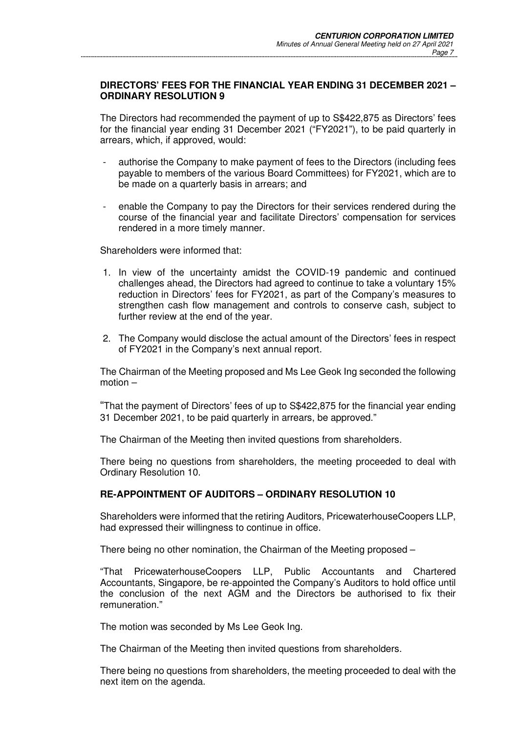## DIRECTORS' FEES FOR THE FINANCIAL YEAR ENDING 31 DECEMBER 2021 – ORDINARY RESOLUTION 9

The Directors had recommended the payment of up to S$422,875 as Directors' fees for the financial year ending 31 December 2021 ("FY2021"), to be paid quarterly in arrears, which, if approved, would:

- authorise the Company to make payment of fees to the Directors (including fees payable to members of the various Board Committees) for FY2021, which are to be made on a quarterly basis in arrears; and
- enable the Company to pay the Directors for their services rendered during the course of the financial year and facilitate Directors' compensation for services rendered in a more timely manner.

Shareholders were informed that:

1. In view of the uncertainty amidst the COVID-19 pandemic and continued challenges ahead, the Directors had agreed to continue to take a voluntary 15% reduction in Directors' fees for FY2021, as part of the Company's measures to strengthen cash flow management and controls to conserve cash, subject to further review at the end of the year.
2. The Company would disclose the actual amount of the Directors' fees in respect of FY2021 in the Company's next annual report.

The Chairman of the Meeting proposed and Ms Lee Geok Ing seconded the following motion –

"That the payment of Directors' fees of up to S$422,875 for the financial year ending 31 December 2021, to be paid quarterly in arrears, be approved."

The Chairman of the Meeting then invited questions from shareholders.

There being no questions from shareholders, the meeting proceeded to deal with Ordinary Resolution 10.

## RE-APPOINTMENT OF AUDITORS – ORDINARY RESOLUTION 10

Shareholders were informed that the retiring Auditors, PricewaterhouseCoopers LLP, had expressed their willingness to continue in office.

There being no other nomination, the Chairman of the Meeting proposed –

"That PricewaterhouseCoopers LLP, Public Accountants and Chartered Accountants, Singapore, be re-appointed the Company's Auditors to hold office until the conclusion of the next AGM and the Directors be authorised to fix their remuneration."

The motion was seconded by Ms Lee Geok Ing.

The Chairman of the Meeting then invited questions from shareholders.

There being no questions from shareholders, the meeting proceeded to deal with the next item on the agenda.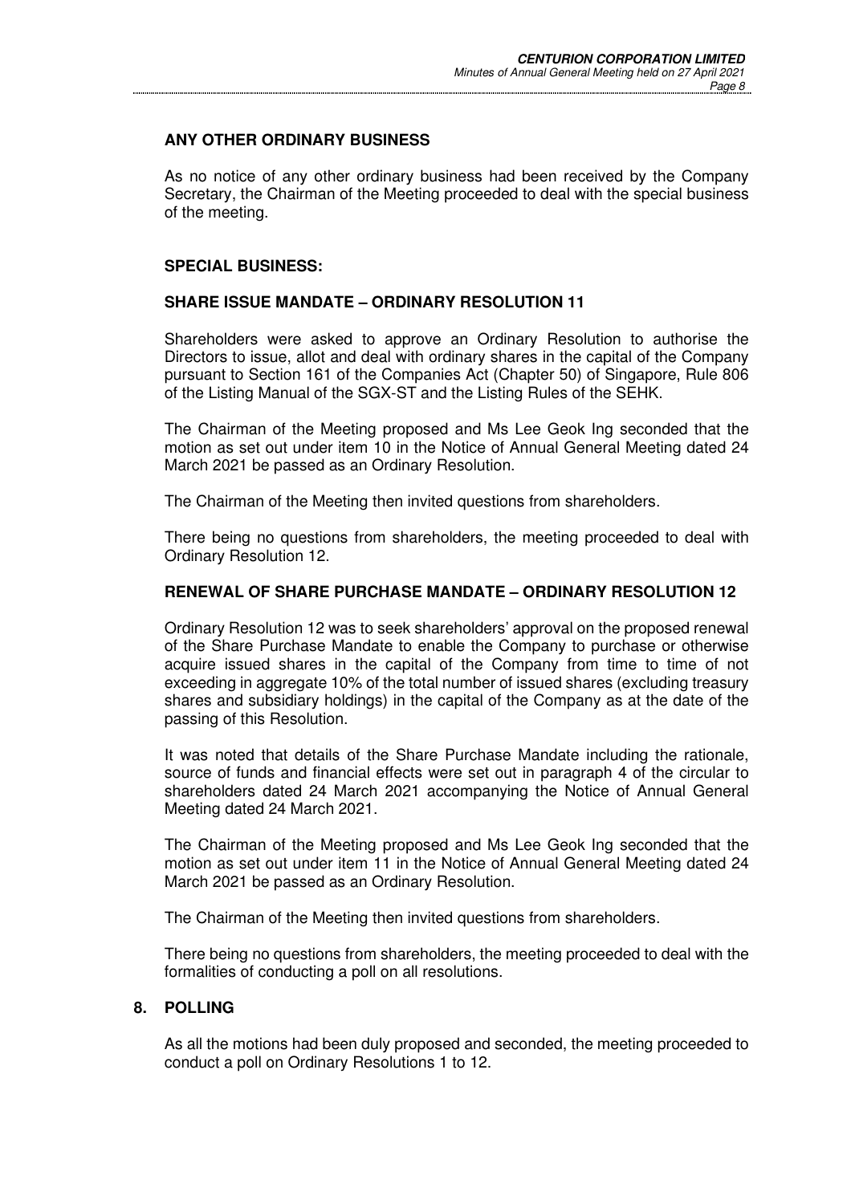## ANY OTHER ORDINARY BUSINESS

As no notice of any other ordinary business had been received by the Company Secretary, the Chairman of the Meeting proceeded to deal with the special business of the meeting.

## SPECIAL BUSINESS:

### SHARE ISSUE MANDATE – ORDINARY RESOLUTION 11

Shareholders were asked to approve an Ordinary Resolution to authorise the Directors to issue, allot and deal with ordinary shares in the capital of the Company pursuant to Section 161 of the Companies Act (Chapter 50) of Singapore, Rule 806 of the Listing Manual of the SGX-ST and the Listing Rules of the SEHK.

The Chairman of the Meeting proposed and Ms Lee Geok Ing seconded that the motion as set out under item 10 in the Notice of Annual General Meeting dated 24 March 2021 be passed as an Ordinary Resolution.

The Chairman of the Meeting then invited questions from shareholders.

There being no questions from shareholders, the meeting proceeded to deal with Ordinary Resolution 12.

### RENEWAL OF SHARE PURCHASE MANDATE – ORDINARY RESOLUTION 12

Ordinary Resolution 12 was to seek shareholders' approval on the proposed renewal of the Share Purchase Mandate to enable the Company to purchase or otherwise acquire issued shares in the capital of the Company from time to time of not exceeding in aggregate 10% of the total number of issued shares (excluding treasury shares and subsidiary holdings) in the capital of the Company as at the date of the passing of this Resolution.

It was noted that details of the Share Purchase Mandate including the rationale, source of funds and financial effects were set out in paragraph 4 of the circular to shareholders dated 24 March 2021 accompanying the Notice of Annual General Meeting dated 24 March 2021.

The Chairman of the Meeting proposed and Ms Lee Geok Ing seconded that the motion as set out under item 11 in the Notice of Annual General Meeting dated 24 March 2021 be passed as an Ordinary Resolution.

The Chairman of the Meeting then invited questions from shareholders.

There being no questions from shareholders, the meeting proceeded to deal with the formalities of conducting a poll on all resolutions.

## 8. POLLING

As all the motions had been duly proposed and seconded, the meeting proceeded to conduct a poll on Ordinary Resolutions 1 to 12.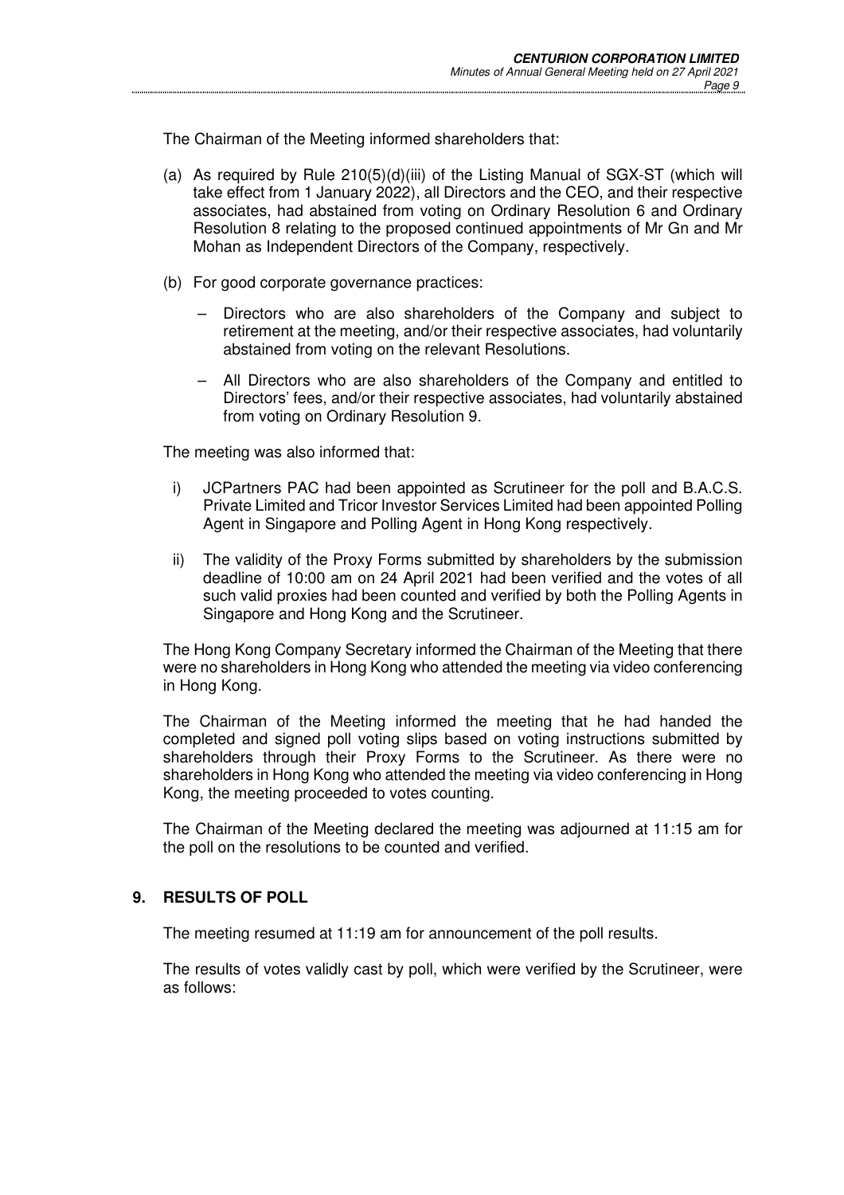The Chairman of the Meeting informed shareholders that:

(a) As required by Rule 210(5)(d)(iii) of the Listing Manual of SGX-ST (which will take effect from 1 January 2022), all Directors and the CEO, and their respective associates, had abstained from voting on Ordinary Resolution 6 and Ordinary Resolution 8 relating to the proposed continued appointments of Mr Gn and Mr Mohan as Independent Directors of the Company, respectively.

(b) For good corporate governance practices:

   – Directors who are also shareholders of the Company and subject to retirement at the meeting, and/or their respective associates, had voluntarily abstained from voting on the relevant Resolutions.

   – All Directors who are also shareholders of the Company and entitled to Directors' fees, and/or their respective associates, had voluntarily abstained from voting on Ordinary Resolution 9.

The meeting was also informed that:

i) JCPartners PAC had been appointed as Scrutineer for the poll and B.A.C.S. Private Limited and Tricor Investor Services Limited had been appointed Polling Agent in Singapore and Polling Agent in Hong Kong respectively.

ii) The validity of the Proxy Forms submitted by shareholders by the submission deadline of 10:00 am on 24 April 2021 had been verified and the votes of all such valid proxies had been counted and verified by both the Polling Agents in Singapore and Hong Kong and the Scrutineer.

The Hong Kong Company Secretary informed the Chairman of the Meeting that there were no shareholders in Hong Kong who attended the meeting via video conferencing in Hong Kong.

The Chairman of the Meeting informed the meeting that he had handed the completed and signed poll voting slips based on voting instructions submitted by shareholders through their Proxy Forms to the Scrutineer. As there were no shareholders in Hong Kong who attended the meeting via video conferencing in Hong Kong, the meeting proceeded to votes counting.

The Chairman of the Meeting declared the meeting was adjourned at 11:15 am for the poll on the resolutions to be counted and verified.

## 9. RESULTS OF POLL

The meeting resumed at 11:19 am for announcement of the poll results.

The results of votes validly cast by poll, which were verified by the Scrutineer, were as follows: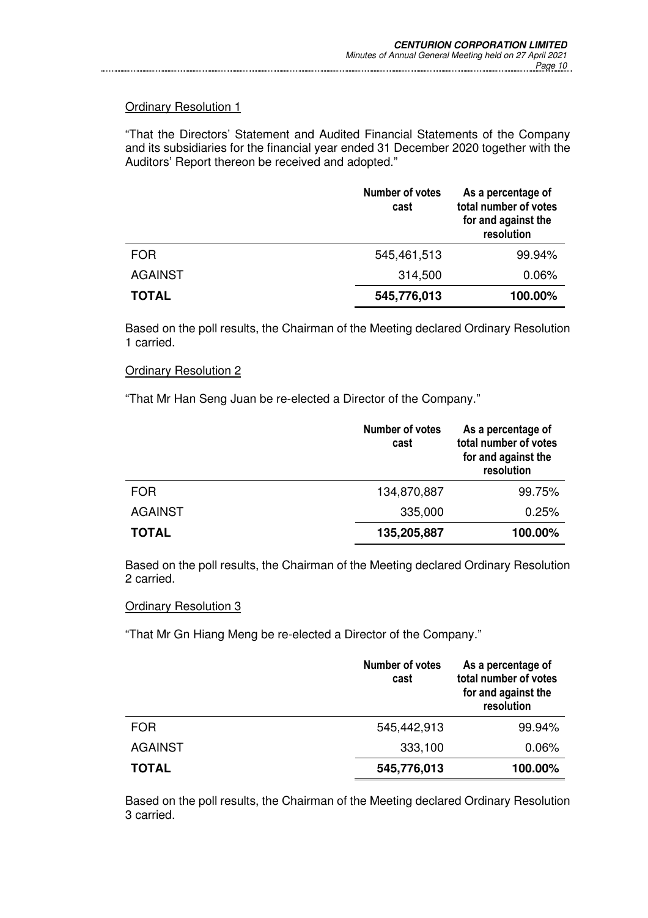Ordinary Resolution 1

"That the Directors' Statement and Audited Financial Statements of the Company and its subsidiaries for the financial year ended 31 December 2020 together with the Auditors' Report thereon be received and adopted."

| | Number of votes cast | As a percentage of total number of votes for and against the resolution |
|---|---:|---:|
| FOR | 545,461,513 | 99.94% |
| AGAINST | 314,500 | 0.06% |
| **TOTAL** | **545,776,013** | **100.00%** |

Based on the poll results, the Chairman of the Meeting declared Ordinary Resolution 1 carried.

Ordinary Resolution 2

"That Mr Han Seng Juan be re-elected a Director of the Company."

| | Number of votes cast | As a percentage of total number of votes for and against the resolution |
|---|---:|---:|
| FOR | 134,870,887 | 99.75% |
| AGAINST | 335,000 | 0.25% |
| **TOTAL** | **135,205,887** | **100.00%** |

Based on the poll results, the Chairman of the Meeting declared Ordinary Resolution 2 carried.

Ordinary Resolution 3

"That Mr Gn Hiang Meng be re-elected a Director of the Company."

| | Number of votes cast | As a percentage of total number of votes for and against the resolution |
|---|---:|---:|
| FOR | 545,442,913 | 99.94% |
| AGAINST | 333,100 | 0.06% |
| **TOTAL** | **545,776,013** | **100.00%** |

Based on the poll results, the Chairman of the Meeting declared Ordinary Resolution 3 carried.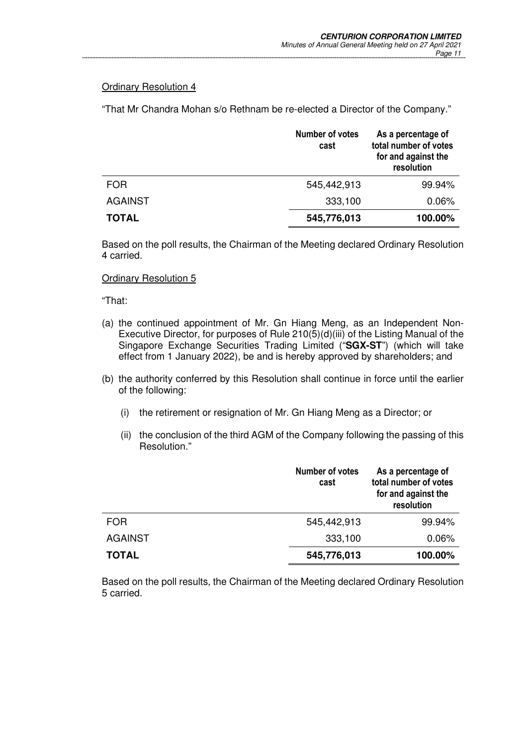Ordinary Resolution 4

"That Mr Chandra Mohan s/o Rethnam be re-elected a Director of the Company."

| | Number of votes cast | As a percentage of total number of votes for and against the resolution |
|---|---|---|
| FOR | 545,442,913 | 99.94% |
| AGAINST | 333,100 | 0.06% |
| **TOTAL** | **545,776,013** | **100.00%** |

Based on the poll results, the Chairman of the Meeting declared Ordinary Resolution 4 carried.

Ordinary Resolution 5

"That:

(a) the continued appointment of Mr. Gn Hiang Meng, as an Independent Non-Executive Director, for purposes of Rule 210(5)(d)(iii) of the Listing Manual of the Singapore Exchange Securities Trading Limited ("**SGX-ST**") (which will take effect from 1 January 2022), be and is hereby approved by shareholders; and

(b) the authority conferred by this Resolution shall continue in force until the earlier of the following:

   (i) the retirement or resignation of Mr. Gn Hiang Meng as a Director; or

   (ii) the conclusion of the third AGM of the Company following the passing of this Resolution."

| | Number of votes cast | As a percentage of total number of votes for and against the resolution |
|---|---|---|
| FOR | 545,442,913 | 99.94% |
| AGAINST | 333,100 | 0.06% |
| **TOTAL** | **545,776,013** | **100.00%** |

Based on the poll results, the Chairman of the Meeting declared Ordinary Resolution 5 carried.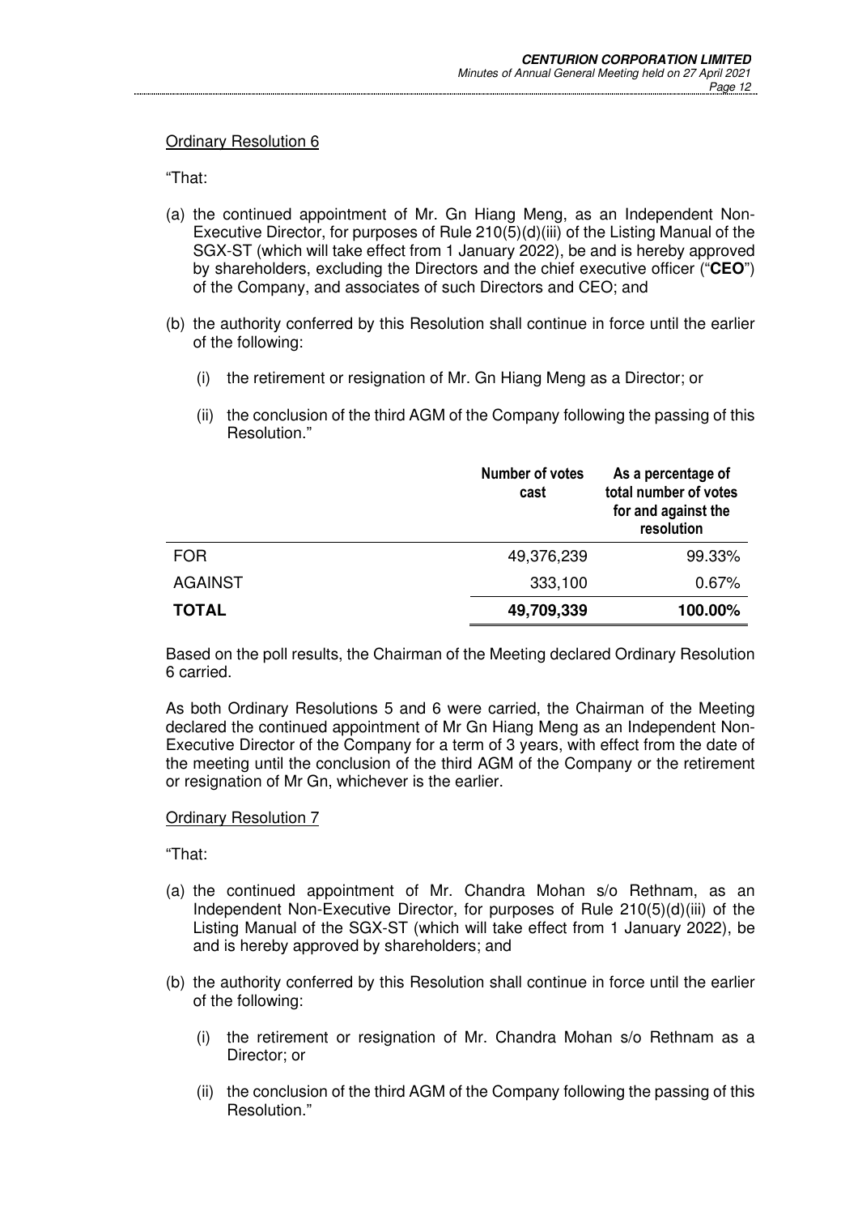Ordinary Resolution 6

"That:

(a) the continued appointment of Mr. Gn Hiang Meng, as an Independent Non-Executive Director, for purposes of Rule 210(5)(d)(iii) of the Listing Manual of the SGX-ST (which will take effect from 1 January 2022), be and is hereby approved by shareholders, excluding the Directors and the chief executive officer ("**CEO**") of the Company, and associates of such Directors and CEO; and

(b) the authority conferred by this Resolution shall continue in force until the earlier of the following:

  (i) the retirement or resignation of Mr. Gn Hiang Meng as a Director; or

  (ii) the conclusion of the third AGM of the Company following the passing of this Resolution."

| | Number of votes cast | As a percentage of total number of votes for and against the resolution |
|---|---|---|
| FOR | 49,376,239 | 99.33% |
| AGAINST | 333,100 | 0.67% |
| **TOTAL** | **49,709,339** | **100.00%** |

Based on the poll results, the Chairman of the Meeting declared Ordinary Resolution 6 carried.

As both Ordinary Resolutions 5 and 6 were carried, the Chairman of the Meeting declared the continued appointment of Mr Gn Hiang Meng as an Independent Non-Executive Director of the Company for a term of 3 years, with effect from the date of the meeting until the conclusion of the third AGM of the Company or the retirement or resignation of Mr Gn, whichever is the earlier.

Ordinary Resolution 7

"That:

(a) the continued appointment of Mr. Chandra Mohan s/o Rethnam, as an Independent Non-Executive Director, for purposes of Rule 210(5)(d)(iii) of the Listing Manual of the SGX-ST (which will take effect from 1 January 2022), be and is hereby approved by shareholders; and

(b) the authority conferred by this Resolution shall continue in force until the earlier of the following:

  (i) the retirement or resignation of Mr. Chandra Mohan s/o Rethnam as a Director; or

  (ii) the conclusion of the third AGM of the Company following the passing of this Resolution."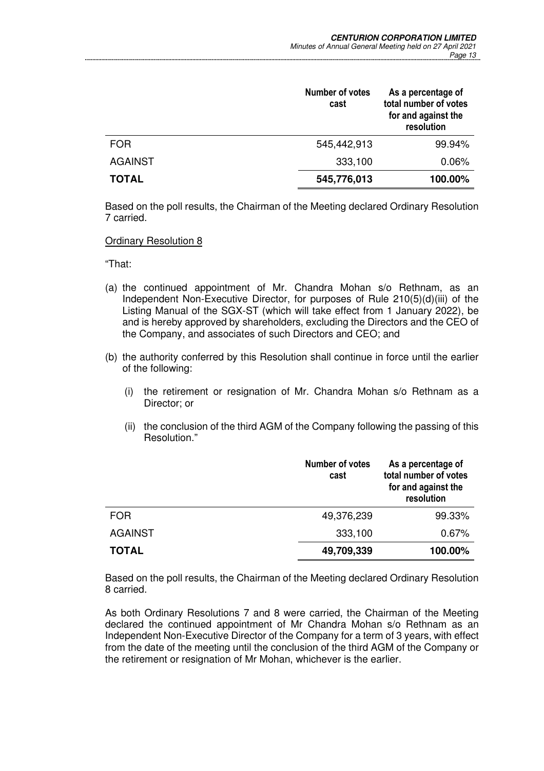| | Number of votes cast | As a percentage of total number of votes for and against the resolution |
|---|---|---|
| FOR | 545,442,913 | 99.94% |
| AGAINST | 333,100 | 0.06% |
| **TOTAL** | **545,776,013** | **100.00%** |

Based on the poll results, the Chairman of the Meeting declared Ordinary Resolution 7 carried.

Ordinary Resolution 8

"That:

(a) the continued appointment of Mr. Chandra Mohan s/o Rethnam, as an Independent Non-Executive Director, for purposes of Rule 210(5)(d)(iii) of the Listing Manual of the SGX-ST (which will take effect from 1 January 2022), be and is hereby approved by shareholders, excluding the Directors and the CEO of the Company, and associates of such Directors and CEO; and

(b) the authority conferred by this Resolution shall continue in force until the earlier of the following:

  (i) the retirement or resignation of Mr. Chandra Mohan s/o Rethnam as a Director; or

  (ii) the conclusion of the third AGM of the Company following the passing of this Resolution."

| | Number of votes cast | As a percentage of total number of votes for and against the resolution |
|---|---|---|
| FOR | 49,376,239 | 99.33% |
| AGAINST | 333,100 | 0.67% |
| **TOTAL** | **49,709,339** | **100.00%** |

Based on the poll results, the Chairman of the Meeting declared Ordinary Resolution 8 carried.

As both Ordinary Resolutions 7 and 8 were carried, the Chairman of the Meeting declared the continued appointment of Mr Chandra Mohan s/o Rethnam as an Independent Non-Executive Director of the Company for a term of 3 years, with effect from the date of the meeting until the conclusion of the third AGM of the Company or the retirement or resignation of Mr Mohan, whichever is the earlier.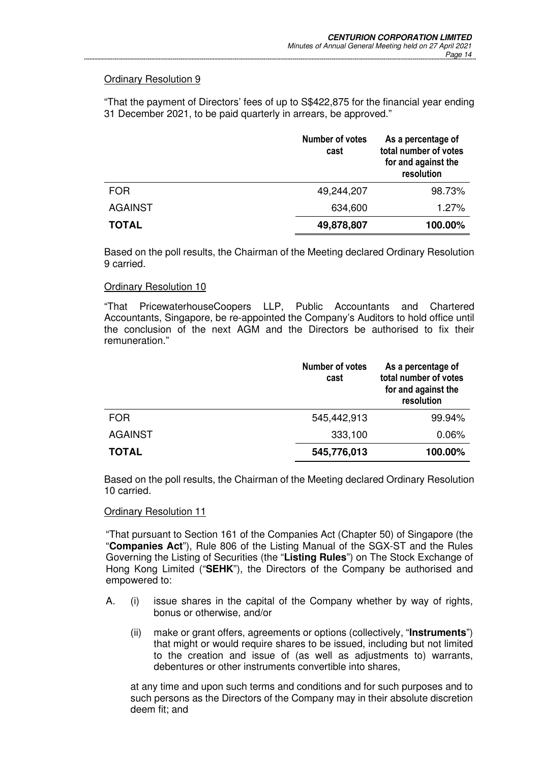Ordinary Resolution 9

"That the payment of Directors' fees of up to S$422,875 for the financial year ending 31 December 2021, to be paid quarterly in arrears, be approved."

| | Number of votes cast | As a percentage of total number of votes for and against the resolution |
|---|---|---|
| FOR | 49,244,207 | 98.73% |
| AGAINST | 634,600 | 1.27% |
| **TOTAL** | **49,878,807** | **100.00%** |

Based on the poll results, the Chairman of the Meeting declared Ordinary Resolution 9 carried.

Ordinary Resolution 10

"That PricewaterhouseCoopers LLP, Public Accountants and Chartered Accountants, Singapore, be re-appointed the Company's Auditors to hold office until the conclusion of the next AGM and the Directors be authorised to fix their remuneration."

| | Number of votes cast | As a percentage of total number of votes for and against the resolution |
|---|---|---|
| FOR | 545,442,913 | 99.94% |
| AGAINST | 333,100 | 0.06% |
| **TOTAL** | **545,776,013** | **100.00%** |

Based on the poll results, the Chairman of the Meeting declared Ordinary Resolution 10 carried.

Ordinary Resolution 11

"That pursuant to Section 161 of the Companies Act (Chapter 50) of Singapore (the "**Companies Act**"), Rule 806 of the Listing Manual of the SGX-ST and the Rules Governing the Listing of Securities (the "**Listing Rules**") on The Stock Exchange of Hong Kong Limited ("**SEHK**"), the Directors of the Company be authorised and empowered to:

A. (i) issue shares in the capital of the Company whether by way of rights, bonus or otherwise, and/or

(ii) make or grant offers, agreements or options (collectively, "**Instruments**") that might or would require shares to be issued, including but not limited to the creation and issue of (as well as adjustments to) warrants, debentures or other instruments convertible into shares,

at any time and upon such terms and conditions and for such purposes and to such persons as the Directors of the Company may in their absolute discretion deem fit; and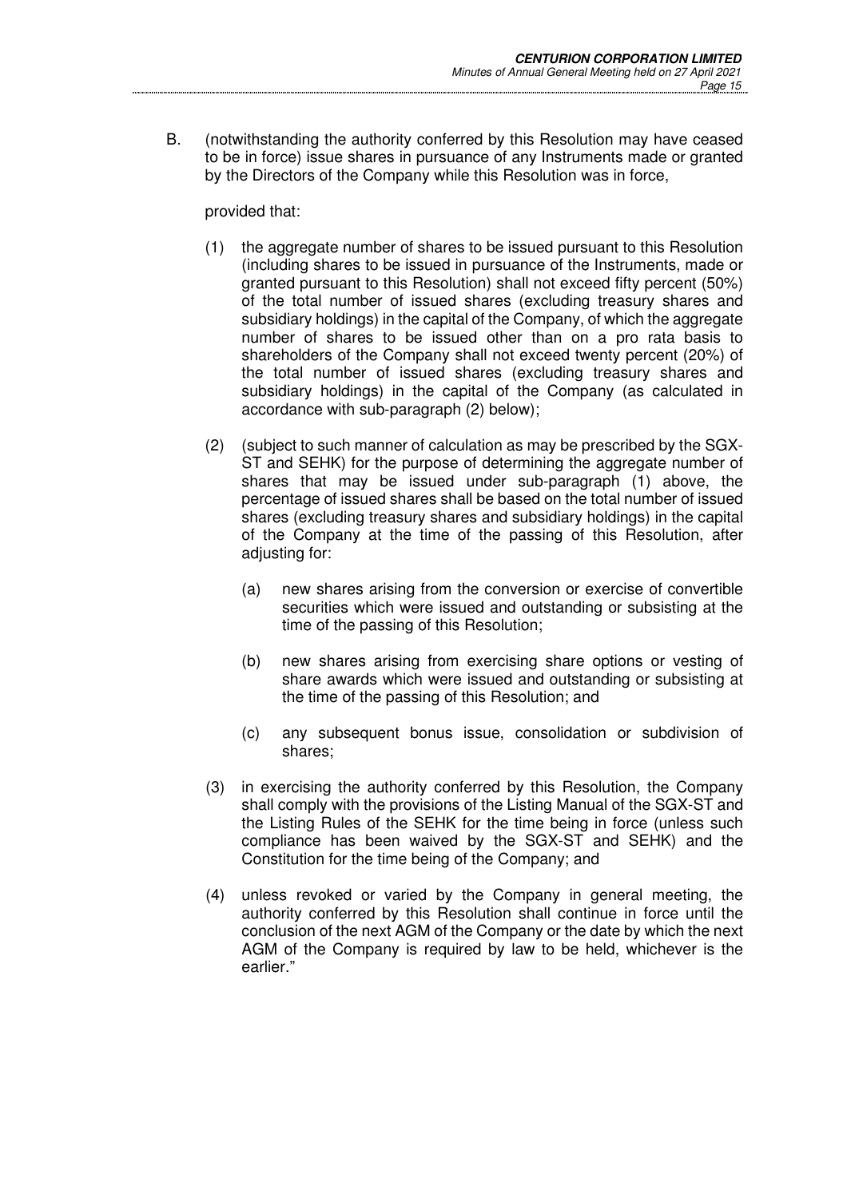B. (notwithstanding the authority conferred by this Resolution may have ceased to be in force) issue shares in pursuance of any Instruments made or granted by the Directors of the Company while this Resolution was in force,

provided that:

(1) the aggregate number of shares to be issued pursuant to this Resolution (including shares to be issued in pursuance of the Instruments, made or granted pursuant to this Resolution) shall not exceed fifty percent (50%) of the total number of issued shares (excluding treasury shares and subsidiary holdings) in the capital of the Company, of which the aggregate number of shares to be issued other than on a pro rata basis to shareholders of the Company shall not exceed twenty percent (20%) of the total number of issued shares (excluding treasury shares and subsidiary holdings) in the capital of the Company (as calculated in accordance with sub-paragraph (2) below);

(2) (subject to such manner of calculation as may be prescribed by the SGX-ST and SEHK) for the purpose of determining the aggregate number of shares that may be issued under sub-paragraph (1) above, the percentage of issued shares shall be based on the total number of issued shares (excluding treasury shares and subsidiary holdings) in the capital of the Company at the time of the passing of this Resolution, after adjusting for:

   (a) new shares arising from the conversion or exercise of convertible securities which were issued and outstanding or subsisting at the time of the passing of this Resolution;

   (b) new shares arising from exercising share options or vesting of share awards which were issued and outstanding or subsisting at the time of the passing of this Resolution; and

   (c) any subsequent bonus issue, consolidation or subdivision of shares;

(3) in exercising the authority conferred by this Resolution, the Company shall comply with the provisions of the Listing Manual of the SGX-ST and the Listing Rules of the SEHK for the time being in force (unless such compliance has been waived by the SGX-ST and SEHK) and the Constitution for the time being of the Company; and

(4) unless revoked or varied by the Company in general meeting, the authority conferred by this Resolution shall continue in force until the conclusion of the next AGM of the Company or the date by which the next AGM of the Company is required by law to be held, whichever is the earlier."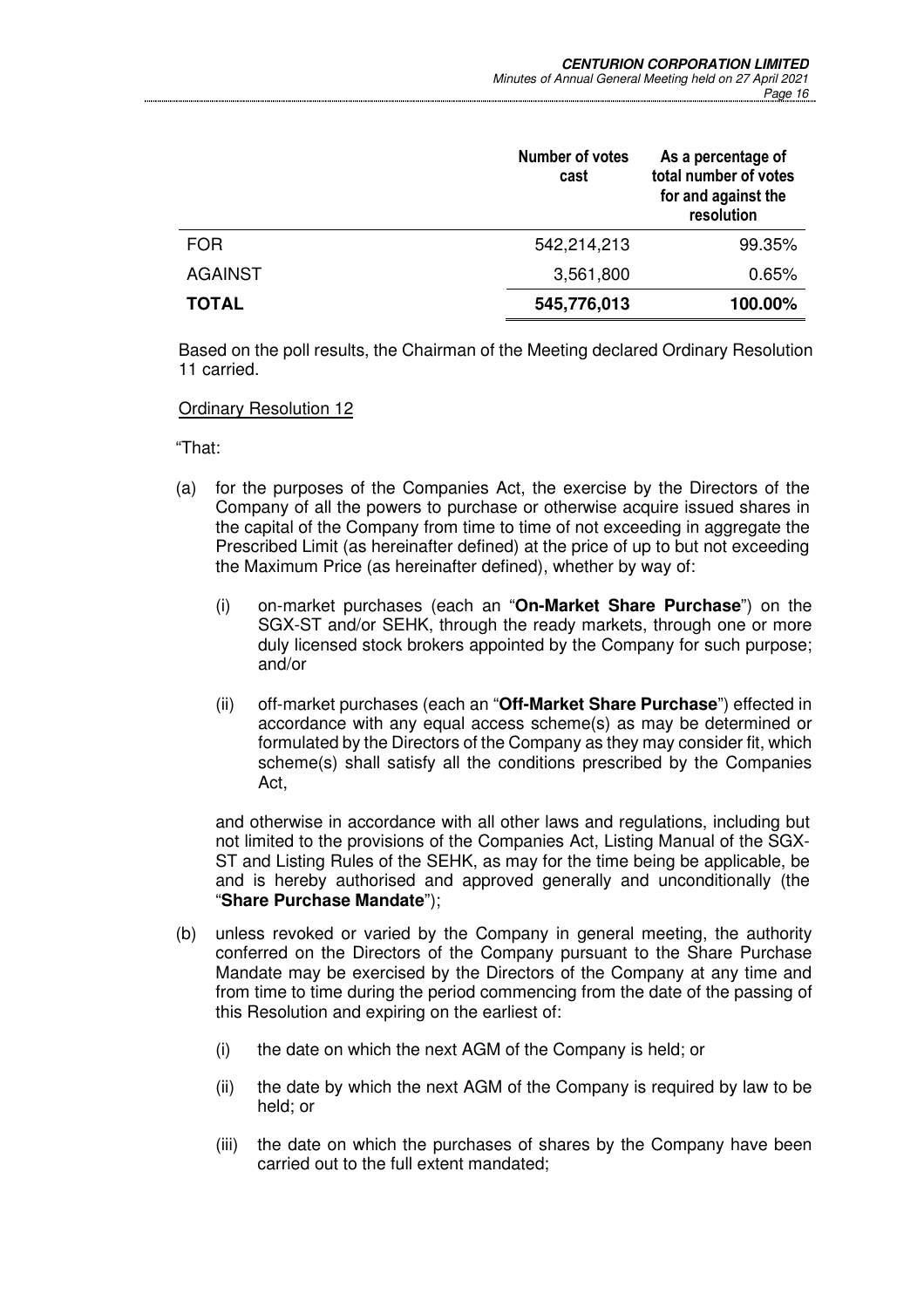| | Number of votes cast | As a percentage of total number of votes for and against the resolution |
|---|---|---|
| FOR | 542,214,213 | 99.35% |
| AGAINST | 3,561,800 | 0.65% |
| **TOTAL** | **545,776,013** | **100.00%** |

Based on the poll results, the Chairman of the Meeting declared Ordinary Resolution 11 carried.

Ordinary Resolution 12

"That:

(a) for the purposes of the Companies Act, the exercise by the Directors of the Company of all the powers to purchase or otherwise acquire issued shares in the capital of the Company from time to time of not exceeding in aggregate the Prescribed Limit (as hereinafter defined) at the price of up to but not exceeding the Maximum Price (as hereinafter defined), whether by way of:

   (i) on-market purchases (each an "**On-Market Share Purchase**") on the SGX-ST and/or SEHK, through the ready markets, through one or more duly licensed stock brokers appointed by the Company for such purpose; and/or

   (ii) off-market purchases (each an "**Off-Market Share Purchase**") effected in accordance with any equal access scheme(s) as may be determined or formulated by the Directors of the Company as they may consider fit, which scheme(s) shall satisfy all the conditions prescribed by the Companies Act,

   and otherwise in accordance with all other laws and regulations, including but not limited to the provisions of the Companies Act, Listing Manual of the SGX-ST and Listing Rules of the SEHK, as may for the time being be applicable, be and is hereby authorised and approved generally and unconditionally (the "**Share Purchase Mandate**");

(b) unless revoked or varied by the Company in general meeting, the authority conferred on the Directors of the Company pursuant to the Share Purchase Mandate may be exercised by the Directors of the Company at any time and from time to time during the period commencing from the date of the passing of this Resolution and expiring on the earliest of:

   (i) the date on which the next AGM of the Company is held; or

   (ii) the date by which the next AGM of the Company is required by law to be held; or

   (iii) the date on which the purchases of shares by the Company have been carried out to the full extent mandated;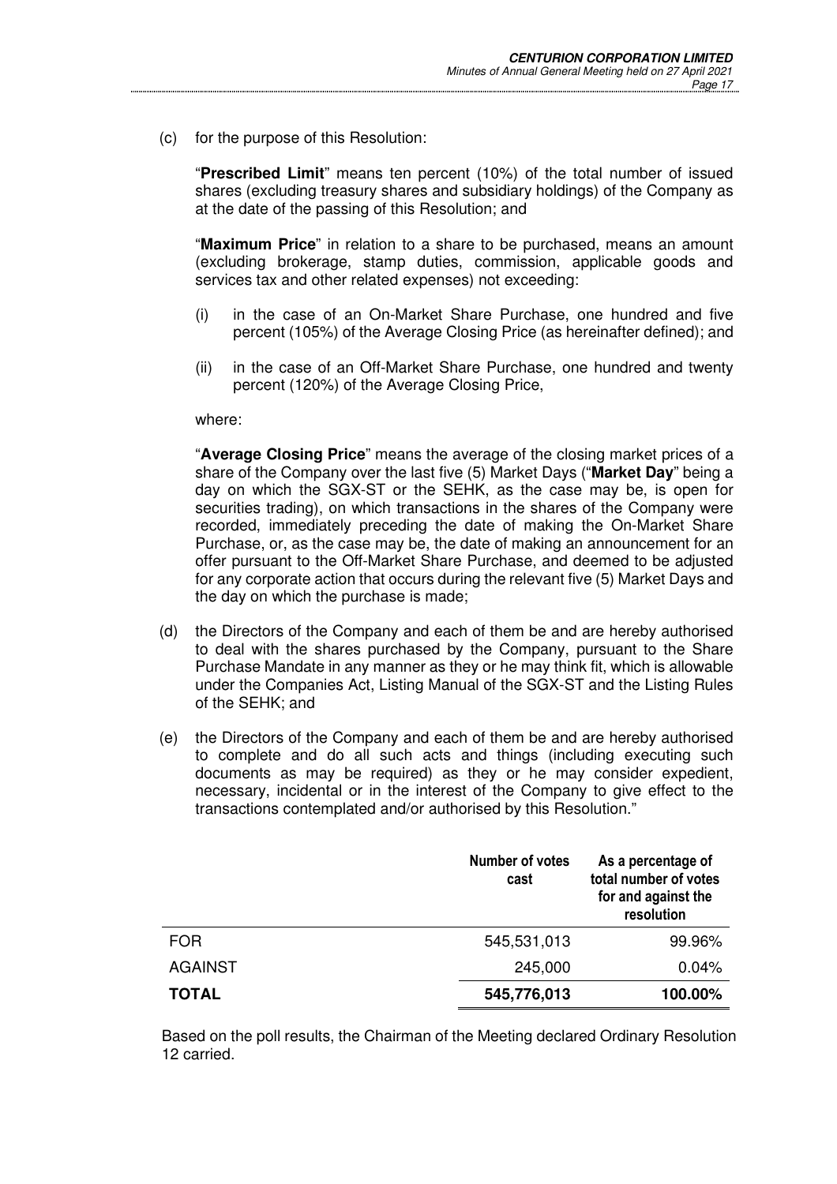(c) for the purpose of this Resolution:

"**Prescribed Limit**" means ten percent (10%) of the total number of issued shares (excluding treasury shares and subsidiary holdings) of the Company as at the date of the passing of this Resolution; and

"**Maximum Price**" in relation to a share to be purchased, means an amount (excluding brokerage, stamp duties, commission, applicable goods and services tax and other related expenses) not exceeding:

(i) in the case of an On-Market Share Purchase, one hundred and five percent (105%) of the Average Closing Price (as hereinafter defined); and

(ii) in the case of an Off-Market Share Purchase, one hundred and twenty percent (120%) of the Average Closing Price,

where:

"**Average Closing Price**" means the average of the closing market prices of a share of the Company over the last five (5) Market Days ("**Market Day**" being a day on which the SGX-ST or the SEHK, as the case may be, is open for securities trading), on which transactions in the shares of the Company were recorded, immediately preceding the date of making the On-Market Share Purchase, or, as the case may be, the date of making an announcement for an offer pursuant to the Off-Market Share Purchase, and deemed to be adjusted for any corporate action that occurs during the relevant five (5) Market Days and the day on which the purchase is made;

(d) the Directors of the Company and each of them be and are hereby authorised to deal with the shares purchased by the Company, pursuant to the Share Purchase Mandate in any manner as they or he may think fit, which is allowable under the Companies Act, Listing Manual of the SGX-ST and the Listing Rules of the SEHK; and

(e) the Directors of the Company and each of them be and are hereby authorised to complete and do all such acts and things (including executing such documents as may be required) as they or he may consider expedient, necessary, incidental or in the interest of the Company to give effect to the transactions contemplated and/or authorised by this Resolution."

| | Number of votes cast | As a percentage of total number of votes for and against the resolution |
|---|---|---|
| FOR | 545,531,013 | 99.96% |
| AGAINST | 245,000 | 0.04% |
| **TOTAL** | **545,776,013** | **100.00%** |

Based on the poll results, the Chairman of the Meeting declared Ordinary Resolution 12 carried.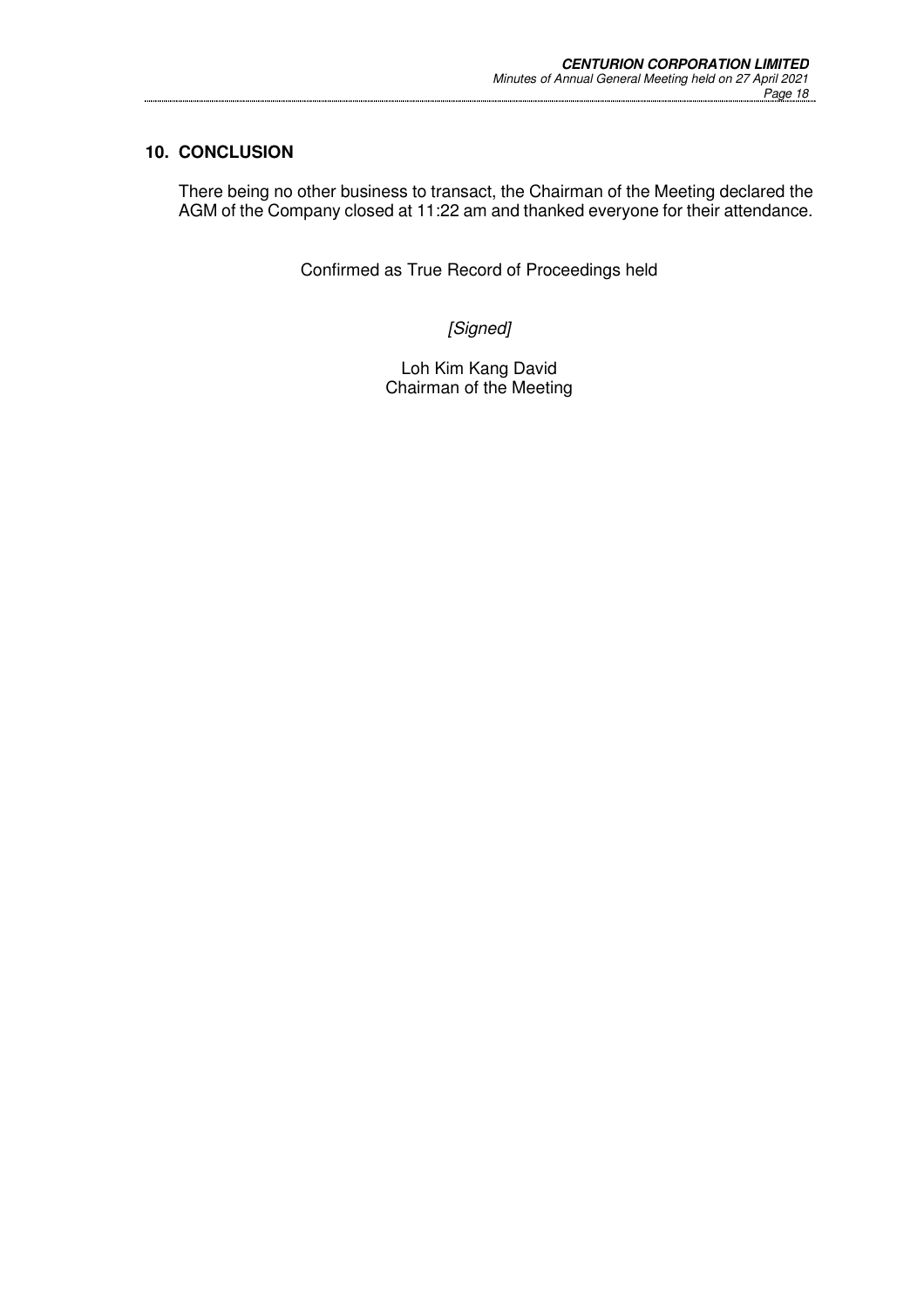## 10. CONCLUSION

There being no other business to transact, the Chairman of the Meeting declared the AGM of the Company closed at 11:22 am and thanked everyone for their attendance.

Confirmed as True Record of Proceedings held

*[Signed]*

Loh Kim Kang David
Chairman of the Meeting